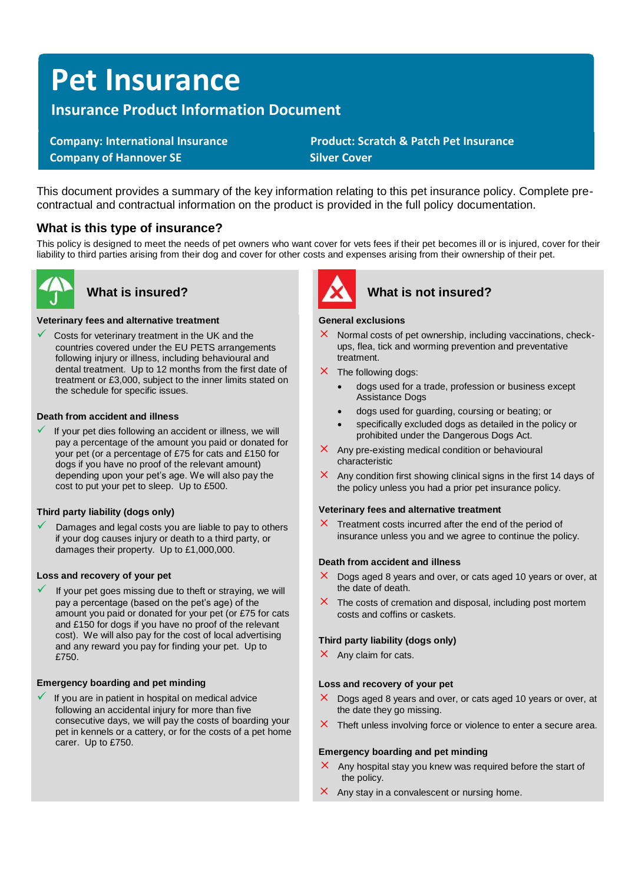# Pet Insurance

## Insurance Product Information Document

**Company: International Insurance Company of Hannover SE**

**Product: Scratch & Patch Pet Insurance Silver Cover**

This document provides a summary of the key information relating to this pet insurance policy. Complete pre-contractual and contractual information on the product is provided in the full policy documentation.

### What is this type of insurance?

This policy is designed to meet the needs of pet owners who want cover for vets fees if their pet becomes ill or is injured, cover for their liability to third parties arising from their dog and cover for other costs and expenses arising from their ownership of their pet.

### What is insured?

**Veterinary fees and alternative treatment**

- ✓ Costs for veterinary treatment in the UK and the countries covered under the EU PETS arrangements following injury or illness, including behavioural and dental treatment. Up to 12 months from the first date of treatment or £3,000, subject to the inner limits stated on the schedule for specific issues.

**Death from accident and illness**

- ✓ If your pet dies following an accident or illness, we will pay a percentage of the amount you paid or donated for your pet (or a percentage of £75 for cats and £150 for dogs if you have no proof of the relevant amount) depending upon your pet's age. We will also pay the cost to put your pet to sleep. Up to £500.

**Third party liability (dogs only)**

- ✓ Damages and legal costs you are liable to pay to others if your dog causes injury or death to a third party, or damages their property. Up to £1,000,000.

**Loss and recovery of your pet**

- ✓ If your pet goes missing due to theft or straying, we will pay a percentage (based on the pet's age) of the amount you paid or donated for your pet (or £75 for cats and £150 for dogs if you have no proof of the relevant cost). We will also pay for the cost of local advertising and any reward you pay for finding your pet. Up to £750.

**Emergency boarding and pet minding**

- ✓ If you are in patient in hospital on medical advice following an accidental injury for more than five consecutive days, we will pay the costs of boarding your pet in kennels or a cattery, or for the costs of a pet home carer. Up to £750.

### What is not insured?

**General exclusions**

- ✗ Normal costs of pet ownership, including vaccinations, check-ups, flea, tick and worming prevention and preventative treatment.
- ✗ The following dogs:
  - dogs used for a trade, profession or business except Assistance Dogs
  - dogs used for guarding, coursing or beating; or
  - specifically excluded dogs as detailed in the policy or prohibited under the Dangerous Dogs Act.
- ✗ Any pre-existing medical condition or behavioural characteristic
- ✗ Any condition first showing clinical signs in the first 14 days of the policy unless you had a prior pet insurance policy.

**Veterinary fees and alternative treatment**

- ✗ Treatment costs incurred after the end of the period of insurance unless you and we agree to continue the policy.

**Death from accident and illness**

- ✗ Dogs aged 8 years and over, or cats aged 10 years or over, at the date of death.
- ✗ The costs of cremation and disposal, including post mortem costs and coffins or caskets.

**Third party liability (dogs only)**

- ✗ Any claim for cats.

**Loss and recovery of your pet**

- ✗ Dogs aged 8 years and over, or cats aged 10 years or over, at the date they go missing.
- ✗ Theft unless involving force or violence to enter a secure area.

**Emergency boarding and pet minding**

- ✗ Any hospital stay you knew was required before the start of the policy.
- ✗ Any stay in a convalescent or nursing home.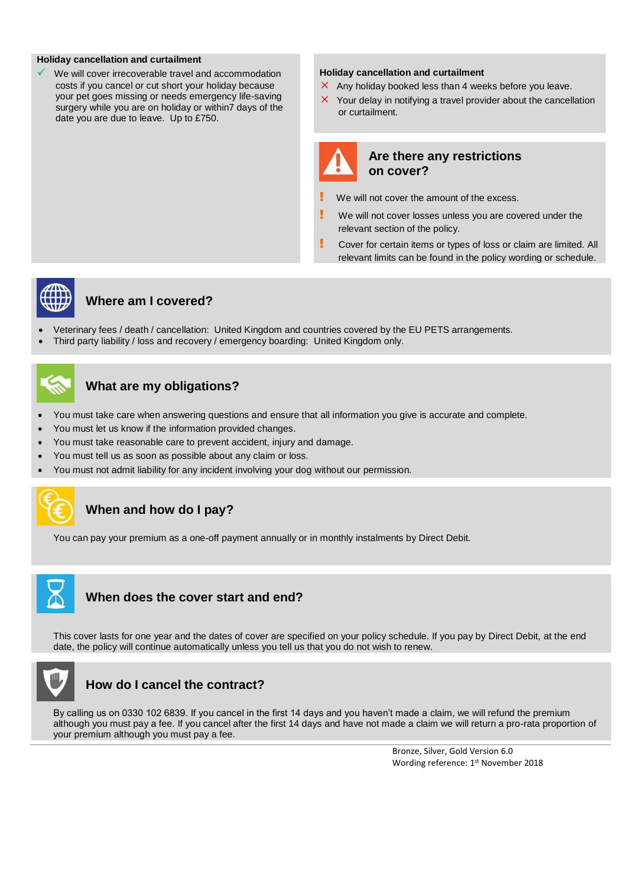**Holiday cancellation and curtailment**

- ✓ We will cover irrecoverable travel and accommodation costs if you cancel or cut short your holiday because your pet goes missing or needs emergency life-saving surgery while you are on holiday or within7 days of the date you are due to leave. Up to £750.

**Holiday cancellation and curtailment**

- ✗ Any holiday booked less than 4 weeks before you leave.
- ✗ Your delay in notifying a travel provider about the cancellation or curtailment.

## Are there any restrictions on cover?

- ! We will not cover the amount of the excess.
- ! We will not cover losses unless you are covered under the relevant section of the policy.
- ! Cover for certain items or types of loss or claim are limited. All relevant limits can be found in the policy wording or schedule.

## Where am I covered?

- Veterinary fees / death / cancellation: United Kingdom and countries covered by the EU PETS arrangements.
- Third party liability / loss and recovery / emergency boarding: United Kingdom only.

## What are my obligations?

- You must take care when answering questions and ensure that all information you give is accurate and complete.
- You must let us know if the information provided changes.
- You must take reasonable care to prevent accident, injury and damage.
- You must tell us as soon as possible about any claim or loss.
- You must not admit liability for any incident involving your dog without our permission.

## When and how do I pay?

You can pay your premium as a one-off payment annually or in monthly instalments by Direct Debit.

## When does the cover start and end?

This cover lasts for one year and the dates of cover are specified on your policy schedule. If you pay by Direct Debit, at the end date, the policy will continue automatically unless you tell us that you do not wish to renew.

## How do I cancel the contract?

By calling us on 0330 102 6839. If you cancel in the first 14 days and you haven't made a claim, we will refund the premium although you must pay a fee. If you cancel after the first 14 days and have not made a claim we will return a pro-rata proportion of your premium although you must pay a fee.

Bronze, Silver, Gold Version 6.0
Wording reference: 1st November 2018